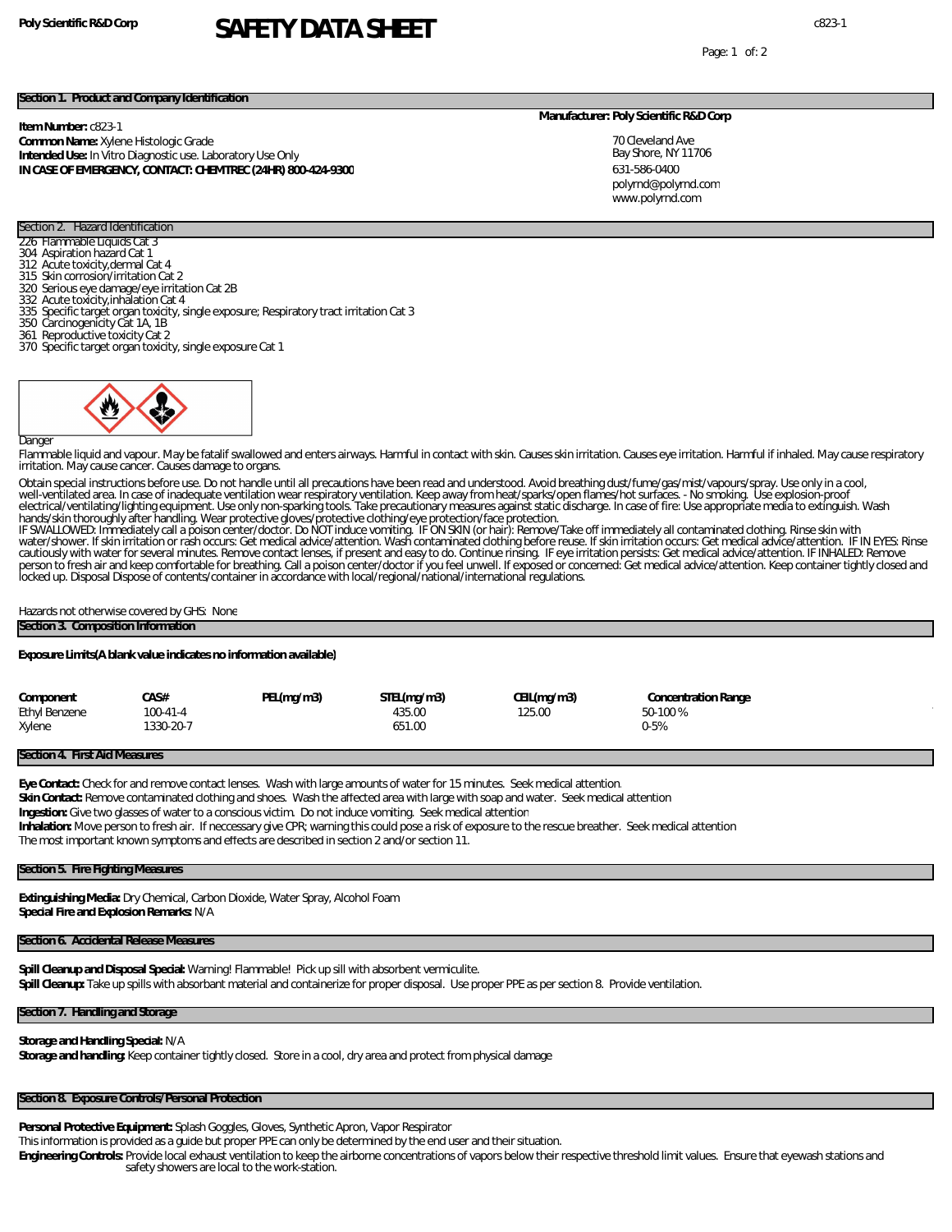**Poly Scientific R&D Corp** 

# SAFETY DATA SHEET

c823-1

## Section 1. Product and Company Identification

**Item Number:** c823-1
**Common Name:** Xylene Histologic Grade
**Intended Use:** In Vitro Diagnostic use. Laboratory Use Only
**IN CASE OF EMERGENCY, CONTACT: CHEMTREC (24HR) 800-424-9300**

**Manufacturer: Poly Scientific R&D Corp**

70 Cleveland Ave
Bay Shore, NY 11706
631-586-0400
polyrnd@polyrnd.com
www.polyrnd.com

## Section 2. Hazard Identification

226 Flammable Liquids Cat 3
304 Aspiration hazard Cat 1
312 Acute toxicity,dermal Cat 4
315 Skin corrosion/irritation Cat 2
320 Serious eye damage/eye irritation Cat 2B
332 Acute toxicity,inhalation Cat 4
335 Specific target organ toxicity, single exposure; Respiratory tract irritation Cat 3
350 Carcinogenicity Cat 1A, 1B
361 Reproductive toxicity Cat 2
370 Specific target organ toxicity, single exposure Cat 1

Danger

Flammable liquid and vapour. May be fatalif swallowed and enters airways. Harmful in contact with skin. Causes skin irritation. Causes eye irritation. Harmful if inhaled. May cause respiratory irritation. May cause cancer. Causes damage to organs.

Obtain special instructions before use. Do not handle until all precautions have been read and understood. Avoid breathing dust/fume/gas/mist/vapours/spray. Use only in a cool, well-ventilated area. In case of inadequate ventilation wear respiratory ventilation. Keep away from heat/sparks/open flames/hot surfaces. - No smoking. Use explosion-proof electrical/ventilating/lighting equipment. Use only non-sparking tools. Take precautionary measures against static discharge. In case of fire: Use appropriate media to extinguish. Wash hands/skin thoroughly after handling. Wear protective gloves/protective clothing/eye protection/face protection.
IF SWALLOWED: Immediately call a poison center/doctor. Do NOT induce vomiting. IF ON SKIN (or hair): Remove/Take off immediately all contaminated clothing. Rinse skin with water/shower. If skin irritation or rash occurs: Get medical advice/attention. Wash contaminated clothing before reuse. If skin irritation occurs: Get medical advice/attention. IF IN EYES: Rinse cautiously with water for several minutes. Remove contact lenses, if present and easy to do. Continue rinsing. IF eye irritation persists: Get medical advice/attention. IF INHALED: Remove person to fresh air and keep comfortable for breathing. Call a poison center/doctor if you feel unwell. If exposed or concerned: Get medical advice/attention. Keep container tightly closed and locked up. Disposal Dispose of contents/container in accordance with local/regional/national/international regulations.

Hazards not otherwise covered by GHS: None

## Section 3. Composition Information

**Exposure Limits(A blank value indicates no information available)**

| Component | CAS# | PEL(mg/m3) | STEL(mg/m3) | CEIL(mg/m3) | Concentration Range |
|---|---|---|---|---|---|
| Ethyl Benzene | 100-41-4 | | 435.00 | 125.00 | 50-100 % |
| Xylene | 1330-20-7 | | 651.00 | | 0-5% |

## Section 4. First Aid Measures

**Eye Contact:** Check for and remove contact lenses. Wash with large amounts of water for 15 minutes. Seek medical attention.
**Skin Contact:** Remove contaminated clothing and shoes. Wash the affected area with large with soap and water. Seek medical attention
**Ingestion:** Give two glasses of water to a conscious victim. Do not induce vomiting. Seek medical attention
**Inhalation:** Move person to fresh air. If neccessary give CPR; warning this could pose a risk of exposure to the rescue breather. Seek medical attention
The most important known symptoms and effects are described in section 2 and/or section 11.

## Section 5. Fire Fighting Measures

**Extinguishing Media:** Dry Chemical, Carbon Dioxide, Water Spray, Alcohol Foam
**Special Fire and Explosion Remarks:** N/A

## Section 6. Accidental Release Measures

**Spill Cleanup and Disposal Special:** Warning! Flammable! Pick up sill with absorbent vermiculite.
**Spill Cleanup:** Take up spills with absorbant material and containerize for proper disposal. Use proper PPE as per section 8. Provide ventilation.

## Section 7. Handling and Storage

**Storage and Handling Special:** N/A
**Storage and handling:** Keep container tightly closed. Store in a cool, dry area and protect from physical damage

## Section 8. Exposure Controls/Personal Protection

**Personal Protective Equipment:** Splash Goggles, Gloves, Synthetic Apron, Vapor Respirator
This information is provided as a guide but proper PPE can only be determined by the end user and their situation.
**Engineering Controls:** Provide local exhaust ventilation to keep the airborne concentrations of vapors below their respective threshold limit values. Ensure that eyewash stations and safety showers are local to the work-station.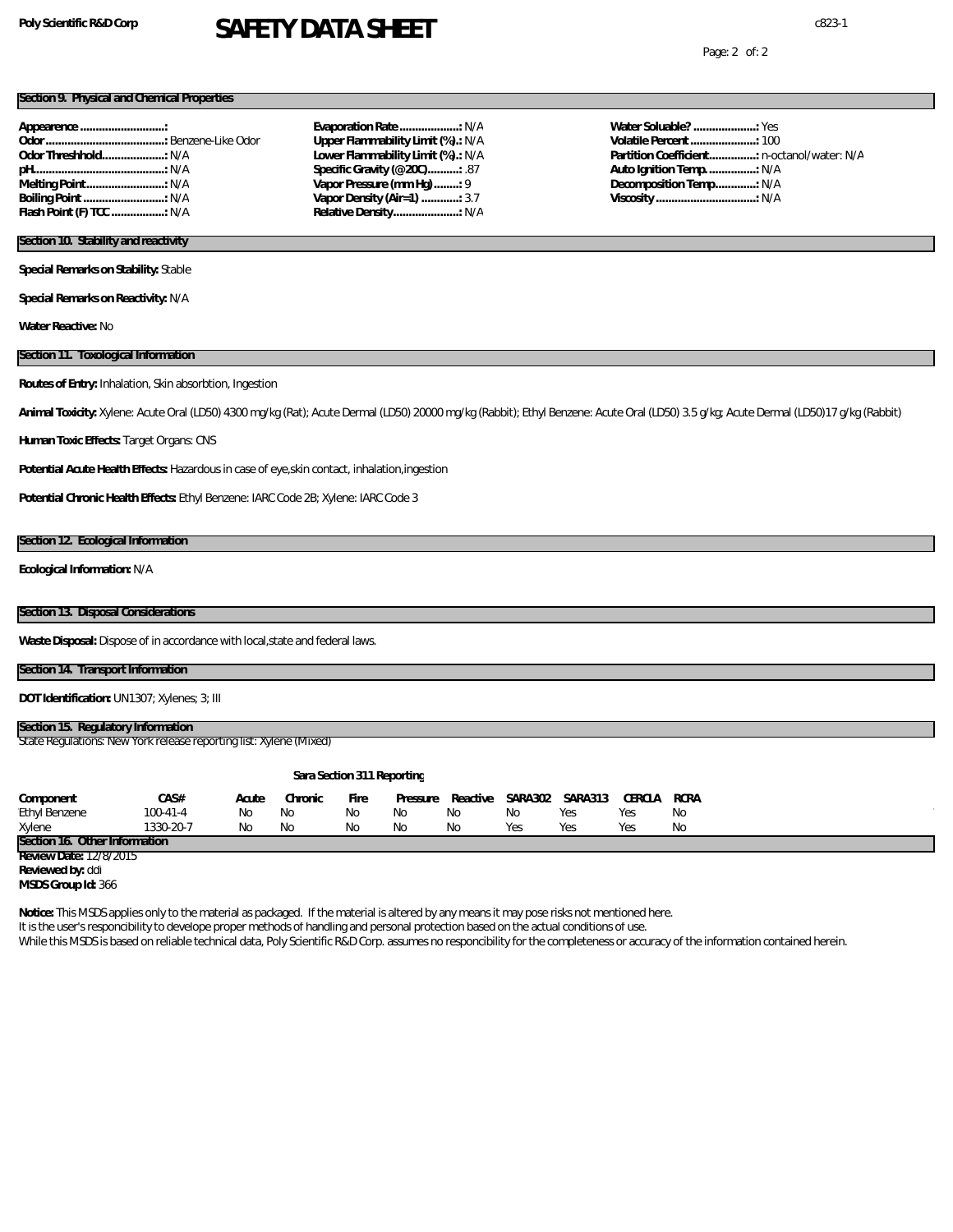## Section 9. Physical and Chemical Properties

**Appearence ..........................:**
**Odor......................................:** Benzene-Like Odor
**Odor Threshhold....................:** N/A
**pH..........................................:** N/A
**Melting Point.........................:** N/A
**Boiling Point ..........................:** N/A
**Flash Point (F) TCC .................:** N/A

**Evaporation Rate ...................:** N/A
**Upper Flammability Limit (%)..:** N/A
**Lower Flammability Limit (%)..:** N/A
**Specific Gravity (@20C)..........:** .87
**Vapor Pressure (mm Hg) ........:** 9
**Vapor Density (Air=1) ............:** 3.7
**Relative Density.....................:** N/A

**Water Soluable? ....................:** Yes
**Volatile Percent .....................:** 100
**Partition Coefficient...............:** n-octanol/water: N/A
**Auto Ignition Temp. ...............:** N/A
**Decomposition Temp.............:** N/A
**Viscosity ................................:** N/A

## Section 10. Stability and reactivity

**Special Remarks on Stability:** Stable

**Special Remarks on Reactivity:** N/A

**Water Reactive:** No

## Section 11. Toxological Information

**Routes of Entry:** Inhalation, Skin absorbtion, Ingestion

**Animal Toxicity:** Xylene: Acute Oral (LD50) 4300 mg/kg (Rat); Acute Dermal (LD50) 20000 mg/kg (Rabbit); Ethyl Benzene: Acute Oral (LD50) 3.5 g/kg; Acute Dermal (LD50)17 g/kg (Rabbit)

**Human Toxic Effects:** Target Organs: CNS

**Potential Acute Health Effects:** Hazardous in case of eye,skin contact, inhalation,ingestion

**Potential Chronic Health Effects:** Ethyl Benzene: IARC Code 2B; Xylene: IARC Code 3

## Section 12. Ecological Information

**Ecological Information:** N/A

## Section 13. Disposal Considerations

**Waste Disposal:** Dispose of in accordance with local,state and federal laws.

## Section 14. Transport Information

**DOT Identification:** UN1307; Xylenes; 3; III

## Section 15. Regulatory Information

State Regulations: New York release reporting list: Xylene (Mixed)

**Sara Section 311 Reporting**

| Component | CAS# | Acute | Chronic | Fire | Pressure | Reactive | SARA302 | SARA313 | CERCLA | RCRA |
|---|---|---|---|---|---|---|---|---|---|---|
| Ethyl Benzene | 100-41-4 | No | No | No | No | No | No | Yes | Yes | No |
| Xylene | 1330-20-7 | No | No | No | No | No | Yes | Yes | Yes | No |

## Section 16. Other Information

**Review Date:** 12/8/2015
**Reviewed by:** ddi
**MSDS Group Id:** 366

**Notice:** This MSDS applies only to the material as packaged. If the material is altered by any means it may pose risks not mentioned here.
It is the user's responcibility to develope proper methods of handling and personal protection based on the actual conditions of use.
While this MSDS is based on reliable technical data, Poly Scientific R&D Corp. assumes no responcibility for the completeness or accuracy of the information contained herein.